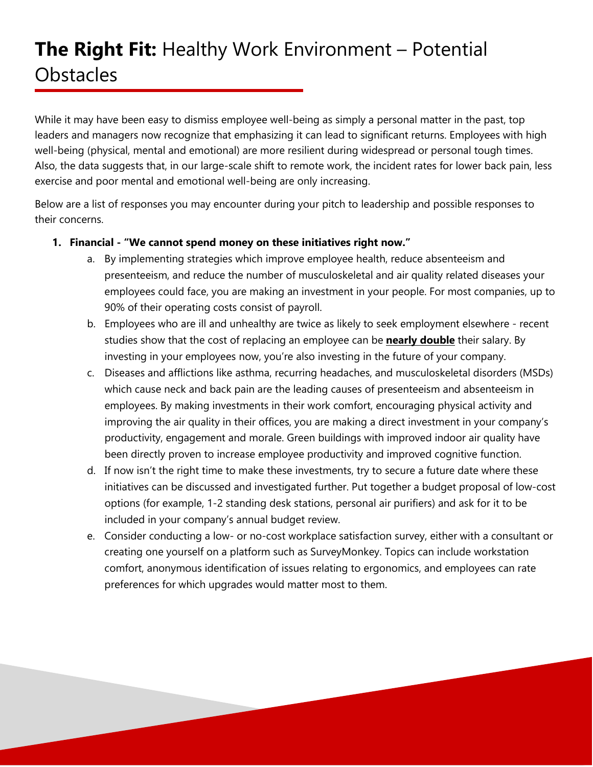# **The Right Fit:** Healthy Work Environment – Potential Obstacles

While it may have been easy to dismiss employee well-being as simply a personal matter in the past, top leaders and managers now recognize that emphasizing it can lead to significant returns. Employees with high well-being (physical, mental and emotional) are more resilient during widespread or personal tough times. Also, the data suggests that, in our large-scale shift to remote work, the incident rates for lower back pain, less exercise and poor mental and emotional well-being are only increasing.

Below are a list of responses you may encounter during your pitch to leadership and possible responses to their concerns.

1. **Financial - "We cannot spend money on these initiatives right now."**
   a. By implementing strategies which improve employee health, reduce absenteeism and presenteeism, and reduce the number of musculoskeletal and air quality related diseases your employees could face, you are making an investment in your people. For most companies, up to 90% of their operating costs consist of payroll.
   b. Employees who are ill and unhealthy are twice as likely to seek employment elsewhere - recent studies show that the cost of replacing an employee can be **nearly double** their salary. By investing in your employees now, you're also investing in the future of your company.
   c. Diseases and afflictions like asthma, recurring headaches, and musculoskeletal disorders (MSDs) which cause neck and back pain are the leading causes of presenteeism and absenteeism in employees. By making investments in their work comfort, encouraging physical activity and improving the air quality in their offices, you are making a direct investment in your company's productivity, engagement and morale. Green buildings with improved indoor air quality have been directly proven to increase employee productivity and improved cognitive function.
   d. If now isn't the right time to make these investments, try to secure a future date where these initiatives can be discussed and investigated further. Put together a budget proposal of low-cost options (for example, 1-2 standing desk stations, personal air purifiers) and ask for it to be included in your company's annual budget review.
   e. Consider conducting a low- or no-cost workplace satisfaction survey, either with a consultant or creating one yourself on a platform such as SurveyMonkey. Topics can include workstation comfort, anonymous identification of issues relating to ergonomics, and employees can rate preferences for which upgrades would matter most to them.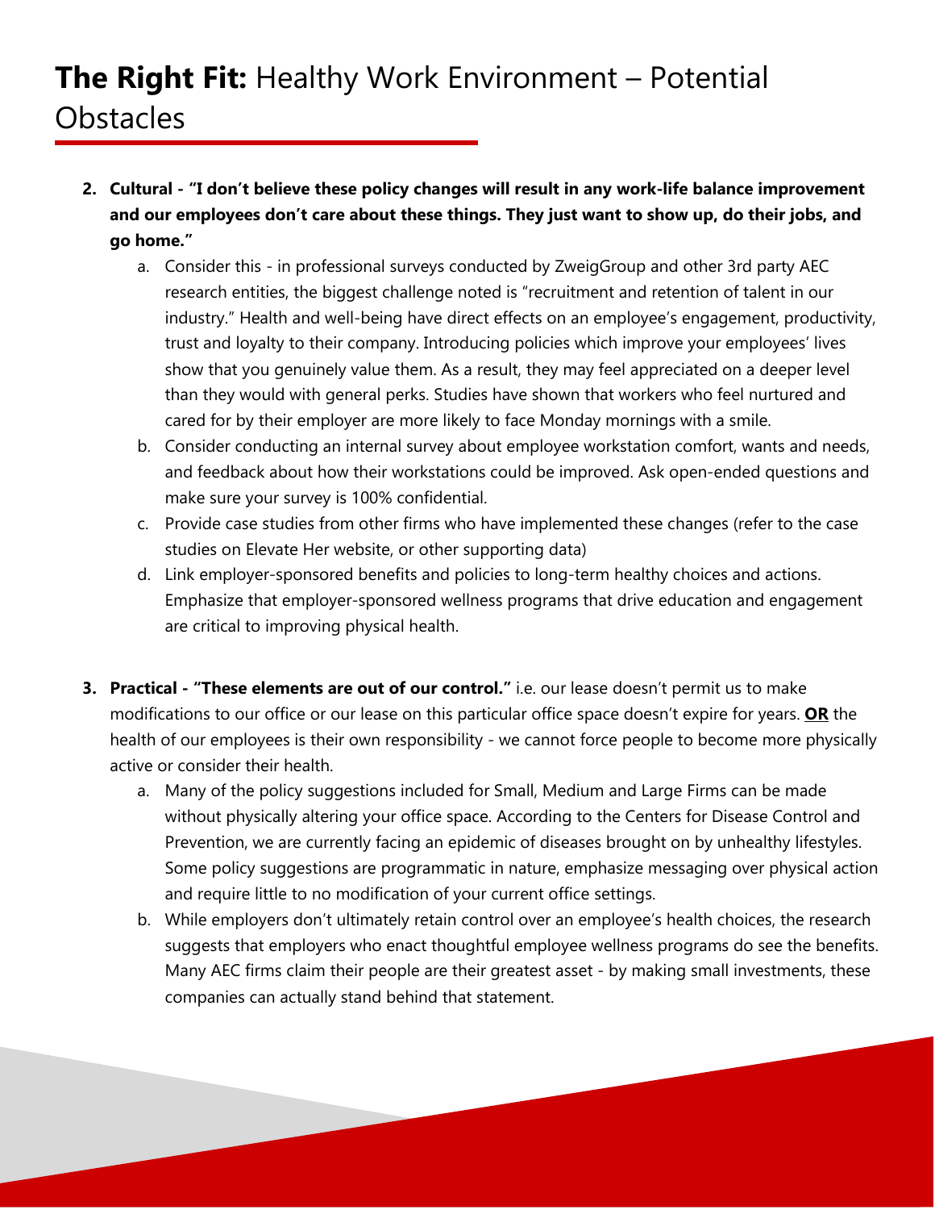# **The Right Fit:** Healthy Work Environment – Potential Obstacles

2. **Cultural - "I don't believe these policy changes will result in any work-life balance improvement and our employees don't care about these things. They just want to show up, do their jobs, and go home."**
   a. Consider this - in professional surveys conducted by ZweigGroup and other 3rd party AEC research entities, the biggest challenge noted is "recruitment and retention of talent in our industry." Health and well-being have direct effects on an employee's engagement, productivity, trust and loyalty to their company. Introducing policies which improve your employees' lives show that you genuinely value them. As a result, they may feel appreciated on a deeper level than they would with general perks. Studies have shown that workers who feel nurtured and cared for by their employer are more likely to face Monday mornings with a smile.
   b. Consider conducting an internal survey about employee workstation comfort, wants and needs, and feedback about how their workstations could be improved. Ask open-ended questions and make sure your survey is 100% confidential.
   c. Provide case studies from other firms who have implemented these changes (refer to the case studies on Elevate Her website, or other supporting data)
   d. Link employer-sponsored benefits and policies to long-term healthy choices and actions. Emphasize that employer-sponsored wellness programs that drive education and engagement are critical to improving physical health.

3. **Practical - "These elements are out of our control."** i.e. our lease doesn't permit us to make modifications to our office or our lease on this particular office space doesn't expire for years. **<u>OR</u>** the health of our employees is their own responsibility - we cannot force people to become more physically active or consider their health.
   a. Many of the policy suggestions included for Small, Medium and Large Firms can be made without physically altering your office space. According to the Centers for Disease Control and Prevention, we are currently facing an epidemic of diseases brought on by unhealthy lifestyles. Some policy suggestions are programmatic in nature, emphasize messaging over physical action and require little to no modification of your current office settings.
   b. While employers don't ultimately retain control over an employee's health choices, the research suggests that employers who enact thoughtful employee wellness programs do see the benefits. Many AEC firms claim their people are their greatest asset - by making small investments, these companies can actually stand behind that statement.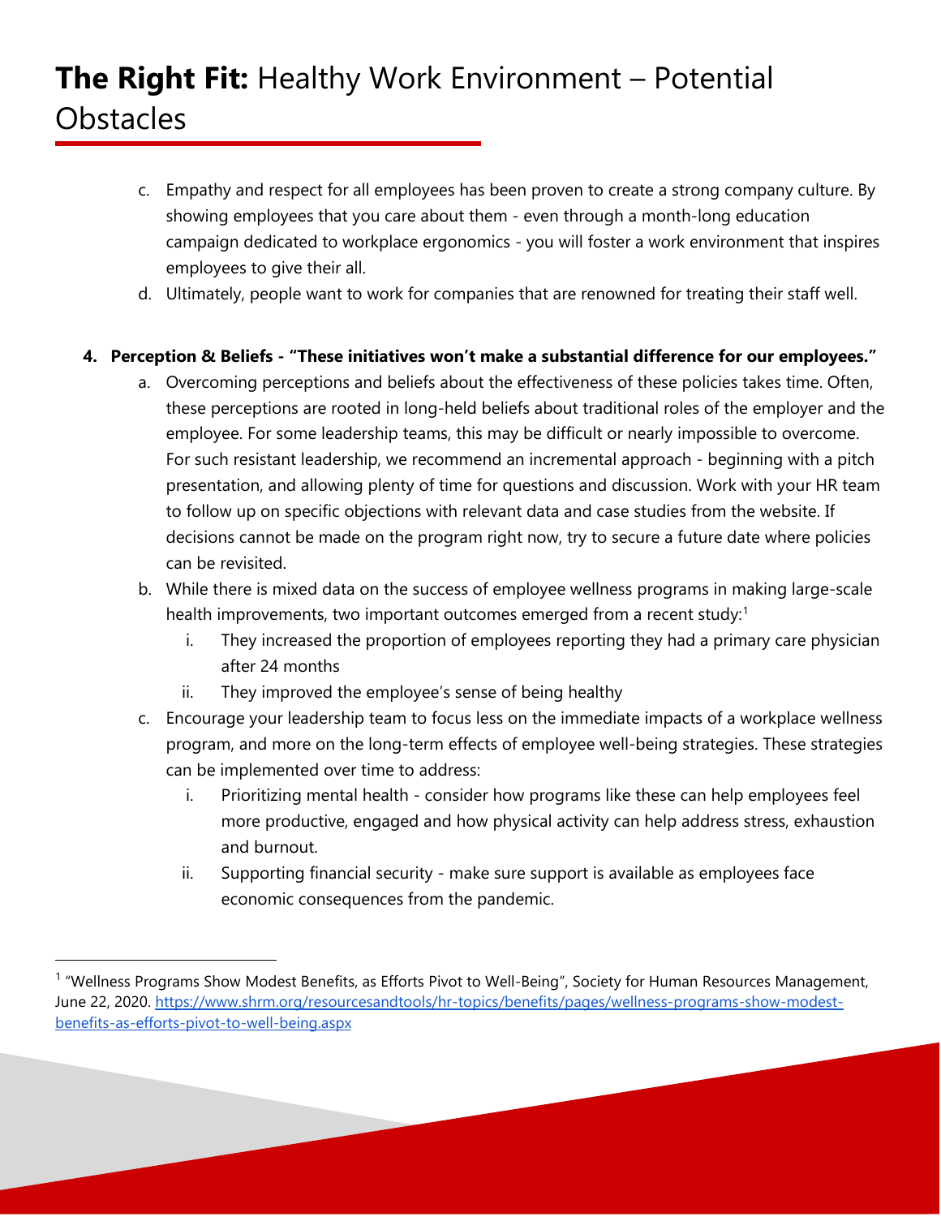# **The Right Fit:** Healthy Work Environment – Potential Obstacles

c. Empathy and respect for all employees has been proven to create a strong company culture. By showing employees that you care about them - even through a month-long education campaign dedicated to workplace ergonomics - you will foster a work environment that inspires employees to give their all.

d. Ultimately, people want to work for companies that are renowned for treating their staff well.

**4. Perception & Beliefs - "These initiatives won't make a substantial difference for our employees."**

a. Overcoming perceptions and beliefs about the effectiveness of these policies takes time. Often, these perceptions are rooted in long-held beliefs about traditional roles of the employer and the employee. For some leadership teams, this may be difficult or nearly impossible to overcome. For such resistant leadership, we recommend an incremental approach - beginning with a pitch presentation, and allowing plenty of time for questions and discussion. Work with your HR team to follow up on specific objections with relevant data and case studies from the website. If decisions cannot be made on the program right now, try to secure a future date where policies can be revisited.

b. While there is mixed data on the success of employee wellness programs in making large-scale health improvements, two important outcomes emerged from a recent study:[1]

   i. They increased the proportion of employees reporting they had a primary care physician after 24 months

   ii. They improved the employee's sense of being healthy

c. Encourage your leadership team to focus less on the immediate impacts of a workplace wellness program, and more on the long-term effects of employee well-being strategies. These strategies can be implemented over time to address:

   i. Prioritizing mental health - consider how programs like these can help employees feel more productive, engaged and how physical activity can help address stress, exhaustion and burnout.

   ii. Supporting financial security - make sure support is available as employees face economic consequences from the pandemic.

---

[1] "Wellness Programs Show Modest Benefits, as Efforts Pivot to Well-Being", Society for Human Resources Management, June 22, 2020. https://www.shrm.org/resourcesandtools/hr-topics/benefits/pages/wellness-programs-show-modest-benefits-as-efforts-pivot-to-well-being.aspx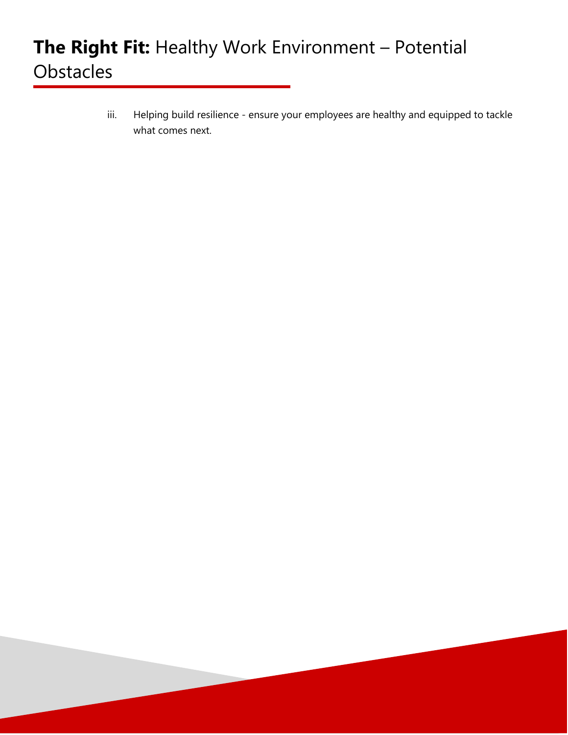iii. Helping build resilience - ensure your employees are healthy and equipped to tackle what comes next.